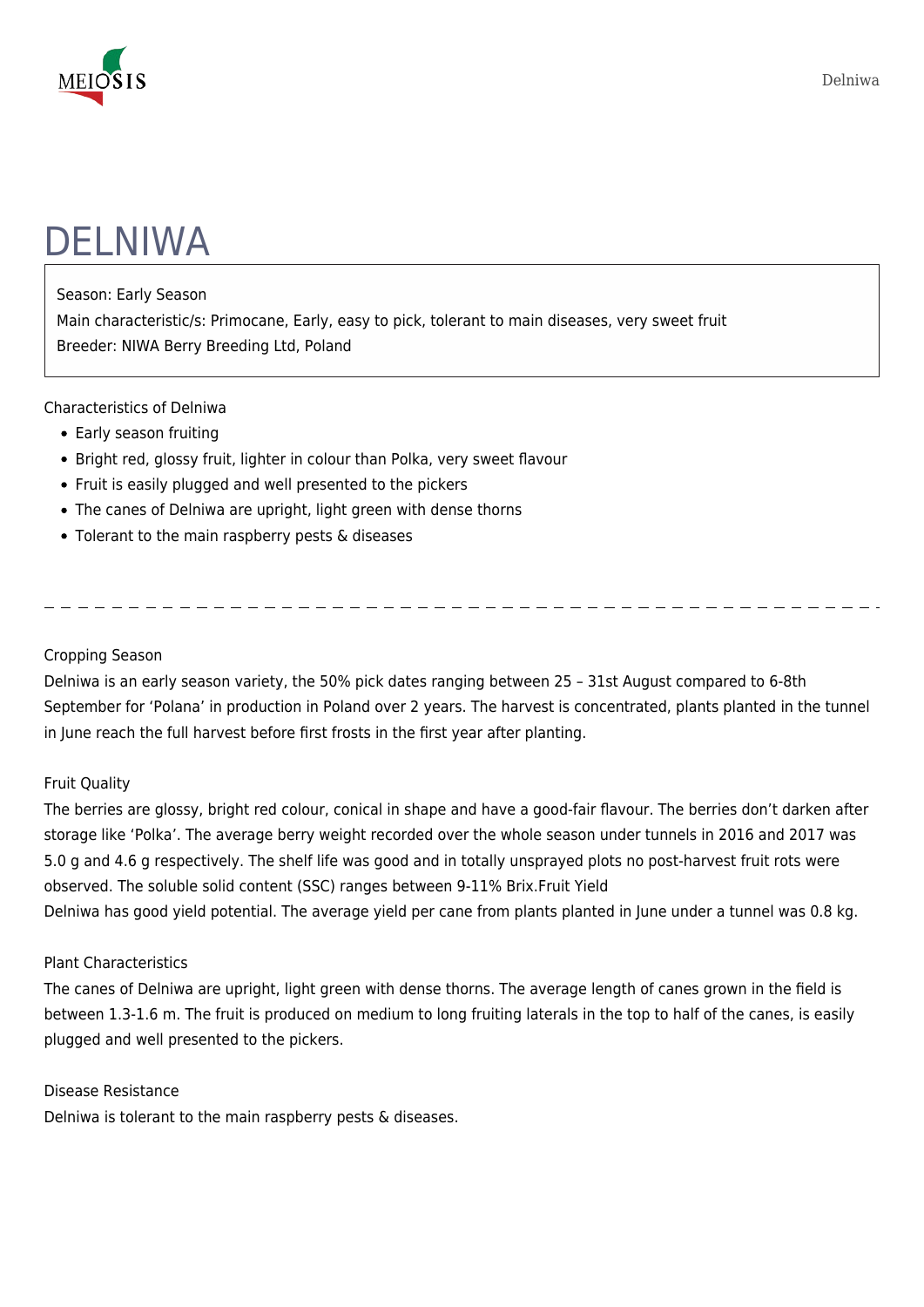# DELNIWA

Season: Early Season
Main characteristic/s: Primocane, Early, easy to pick, tolerant to main diseases, very sweet fruit
Breeder: NIWA Berry Breeding Ltd, Poland

Characteristics of Delniwa

- Early season fruiting
- Bright red, glossy fruit, lighter in colour than Polka, very sweet flavour
- Fruit is easily plugged and well presented to the pickers
- The canes of Delniwa are upright, light green with dense thorns
- Tolerant to the main raspberry pests & diseases

---

Cropping Season
Delniwa is an early season variety, the 50% pick dates ranging between 25 – 31st August compared to 6-8th September for 'Polana' in production in Poland over 2 years. The harvest is concentrated, plants planted in the tunnel in June reach the full harvest before first frosts in the first year after planting.

Fruit Quality
The berries are glossy, bright red colour, conical in shape and have a good-fair flavour. The berries don't darken after storage like 'Polka'. The average berry weight recorded over the whole season under tunnels in 2016 and 2017 was 5.0 g and 4.6 g respectively. The shelf life was good and in totally unsprayed plots no post-harvest fruit rots were observed. The soluble solid content (SSC) ranges between 9-11% Brix.Fruit Yield
Delniwa has good yield potential. The average yield per cane from plants planted in June under a tunnel was 0.8 kg.

Plant Characteristics
The canes of Delniwa are upright, light green with dense thorns. The average length of canes grown in the field is between 1.3-1.6 m. The fruit is produced on medium to long fruiting laterals in the top to half of the canes, is easily plugged and well presented to the pickers.

Disease Resistance
Delniwa is tolerant to the main raspberry pests & diseases.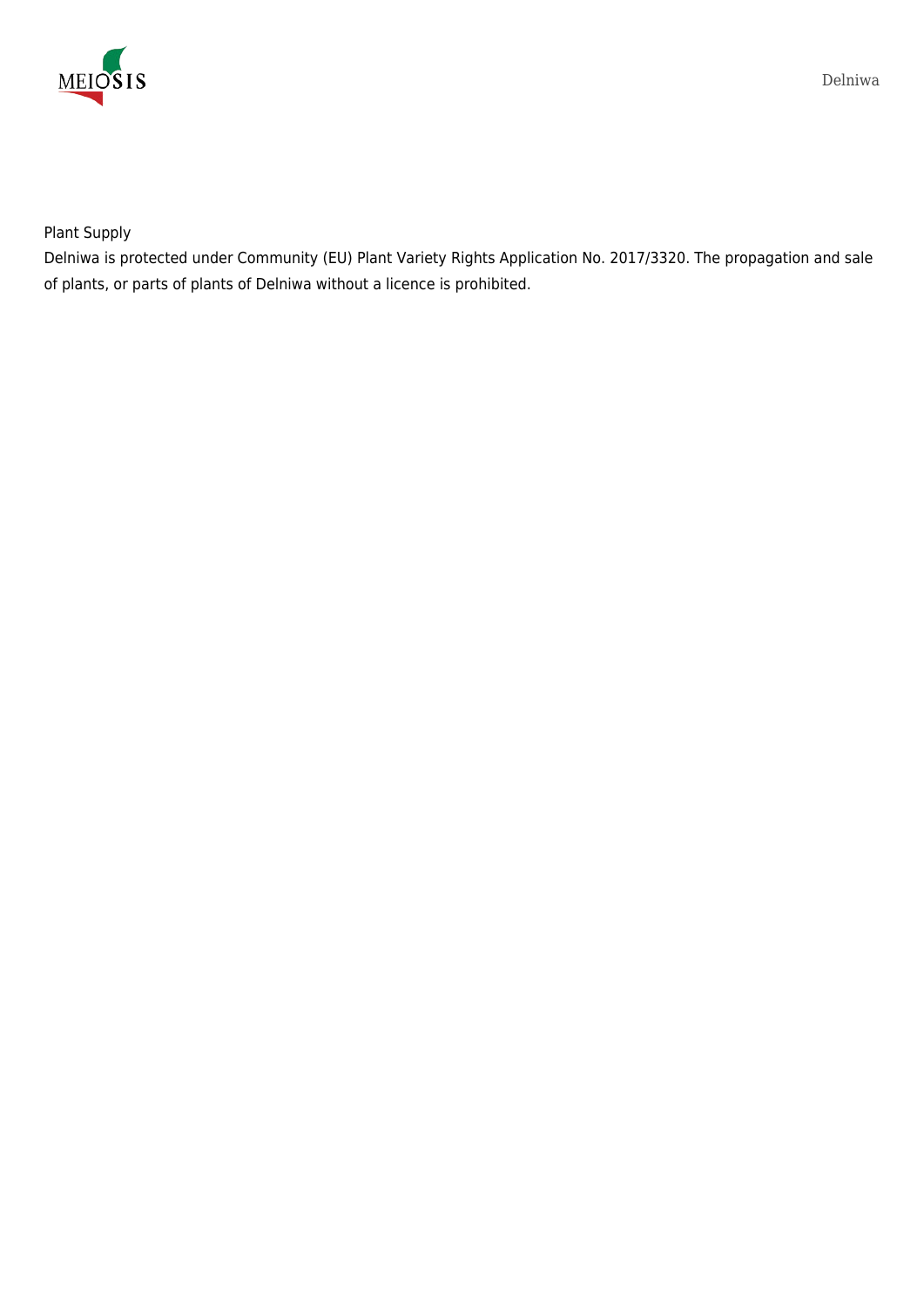Plant Supply

Delniwa is protected under Community (EU) Plant Variety Rights Application No. 2017/3320. The propagation and sale of plants, or parts of plants of Delniwa without a licence is prohibited.